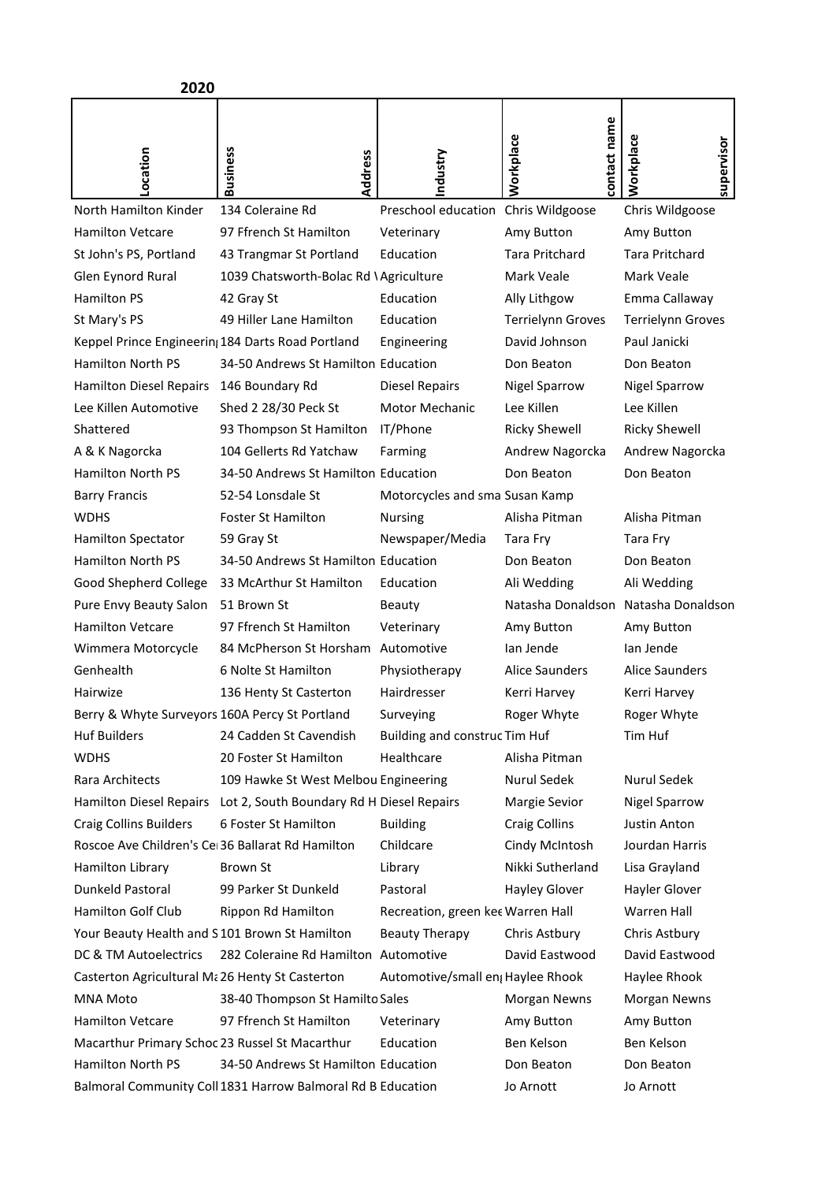**2020**

| Location | Business Address | Industry | Workplace contact name | Workplace supervisor |
|---|---|---|---|---|
| North Hamilton Kinder | 134 Coleraine Rd | Preschool education | Chris Wildgoose | Chris Wildgoose |
| Hamilton Vetcare | 97 Ffrench St Hamilton | Veterinary | Amy Button | Amy Button |
| St John's PS, Portland | 43 Trangmar St Portland | Education | Tara Pritchard | Tara Pritchard |
| Glen Eynord Rural | 1039 Chatsworth-Bolac Rd \ | Agriculture | Mark Veale | Mark Veale |
| Hamilton PS | 42 Gray St | Education | Ally Lithgow | Emma Callaway |
| St Mary's PS | 49 Hiller Lane Hamilton | Education | Terrielynn Groves | Terrielynn Groves |
| Keppel Prince Engineerin | 184 Darts Road Portland | Engineering | David Johnson | Paul Janicki |
| Hamilton North PS | 34-50 Andrews St Hamilton | Education | Don Beaton | Don Beaton |
| Hamilton Diesel Repairs | 146 Boundary Rd | Diesel Repairs | Nigel Sparrow | Nigel Sparrow |
| Lee Killen Automotive | Shed 2 28/30 Peck St | Motor Mechanic | Lee Killen | Lee Killen |
| Shattered | 93 Thompson St Hamilton | IT/Phone | Ricky Shewell | Ricky Shewell |
| A & K Nagorcka | 104 Gellerts Rd Yatchaw | Farming | Andrew Nagorcka | Andrew Nagorcka |
| Hamilton North PS | 34-50 Andrews St Hamilton | Education | Don Beaton | Don Beaton |
| Barry Francis | 52-54 Lonsdale St | Motorcycles and sma | Susan Kamp | |
| WDHS | Foster St Hamilton | Nursing | Alisha Pitman | Alisha Pitman |
| Hamilton Spectator | 59 Gray St | Newspaper/Media | Tara Fry | Tara Fry |
| Hamilton North PS | 34-50 Andrews St Hamilton | Education | Don Beaton | Don Beaton |
| Good Shepherd College | 33 McArthur St Hamilton | Education | Ali Wedding | Ali Wedding |
| Pure Envy Beauty Salon | 51 Brown St | Beauty | Natasha Donaldson | Natasha Donaldson |
| Hamilton Vetcare | 97 Ffrench St Hamilton | Veterinary | Amy Button | Amy Button |
| Wimmera Motorcycle | 84 McPherson St Horsham | Automotive | Ian Jende | Ian Jende |
| Genhealth | 6 Nolte St Hamilton | Physiotherapy | Alice Saunders | Alice Saunders |
| Hairwize | 136 Henty St Casterton | Hairdresser | Kerri Harvey | Kerri Harvey |
| Berry & Whyte Surveyors | 160A Percy St Portland | Surveying | Roger Whyte | Roger Whyte |
| Huf Builders | 24 Cadden St Cavendish | Building and construc | Tim Huf | Tim Huf |
| WDHS | 20 Foster St Hamilton | Healthcare | Alisha Pitman | |
| Rara Architects | 109 Hawke St West Melbou | Engineering | Nurul Sedek | Nurul Sedek |
| Hamilton Diesel Repairs | Lot 2, South Boundary Rd H | Diesel Repairs | Margie Sevior | Nigel Sparrow |
| Craig Collins Builders | 6 Foster St Hamilton | Building | Craig Collins | Justin Anton |
| Roscoe Ave Children's Ce | 36 Ballarat Rd Hamilton | Childcare | Cindy McIntosh | Jourdan Harris |
| Hamilton Library | Brown St | Library | Nikki Sutherland | Lisa Grayland |
| Dunkeld Pastoral | 99 Parker St Dunkeld | Pastoral | Hayley Glover | Hayler Glover |
| Hamilton Golf Club | Rippon Rd Hamilton | Recreation, green kee | Warren Hall | Warren Hall |
| Your Beauty Health and S | 101 Brown St Hamilton | Beauty Therapy | Chris Astbury | Chris Astbury |
| DC & TM Autoelectrics | 282 Coleraine Rd Hamilton | Automotive | David Eastwood | David Eastwood |
| Casterton Agricultural Ma | 26 Henty St Casterton | Automotive/small en | Haylee Rhook | Haylee Rhook |
| MNA Moto | 38-40 Thompson St Hamilto | Sales | Morgan Newns | Morgan Newns |
| Hamilton Vetcare | 97 Ffrench St Hamilton | Veterinary | Amy Button | Amy Button |
| Macarthur Primary Schoo | 23 Russel St Macarthur | Education | Ben Kelson | Ben Kelson |
| Hamilton North PS | 34-50 Andrews St Hamilton | Education | Don Beaton | Don Beaton |
| Balmoral Community Coll | 1831 Harrow Balmoral Rd B | Education | Jo Arnott | Jo Arnott |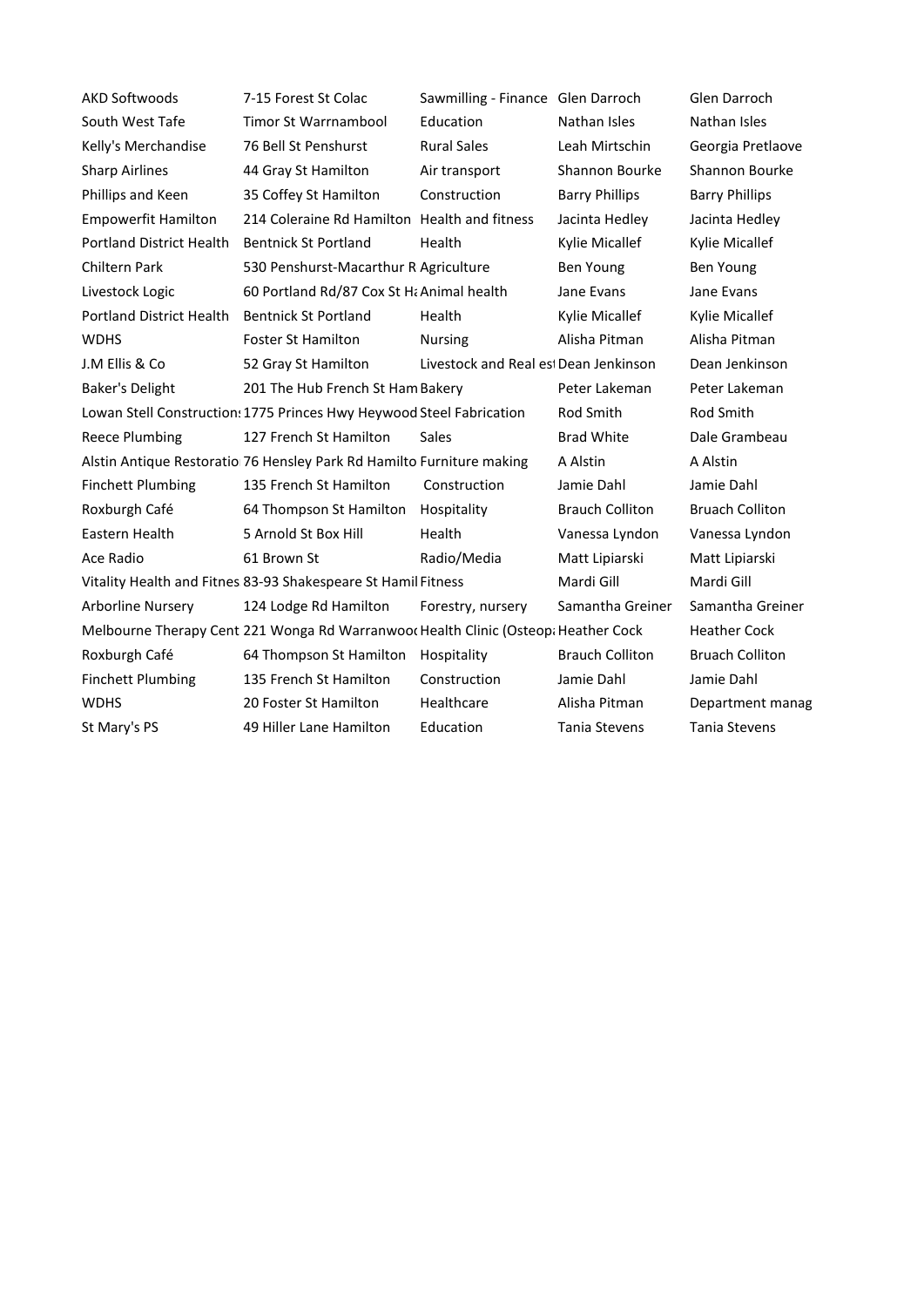| | | | | |
|---|---|---|---|---|
| AKD Softwoods | 7-15 Forest St Colac | Sawmilling - Finance | Glen Darroch | Glen Darroch |
| South West Tafe | Timor St Warrnambool | Education | Nathan Isles | Nathan Isles |
| Kelly's Merchandise | 76 Bell St Penshurst | Rural Sales | Leah Mirtschin | Georgia Pretlaove |
| Sharp Airlines | 44 Gray St Hamilton | Air transport | Shannon Bourke | Shannon Bourke |
| Phillips and Keen | 35 Coffey St Hamilton | Construction | Barry Phillips | Barry Phillips |
| Empowerfit Hamilton | 214 Coleraine Rd Hamilton | Health and fitness | Jacinta Hedley | Jacinta Hedley |
| Portland District Health | Bentnick St Portland | Health | Kylie Micallef | Kylie Micallef |
| Chiltern Park | 530 Penshurst-Macarthur R | Agriculture | Ben Young | Ben Young |
| Livestock Logic | 60 Portland Rd/87 Cox St Ha | Animal health | Jane Evans | Jane Evans |
| Portland District Health | Bentnick St Portland | Health | Kylie Micallef | Kylie Micallef |
| WDHS | Foster St Hamilton | Nursing | Alisha Pitman | Alisha Pitman |
| J.M Ellis & Co | 52 Gray St Hamilton | Livestock and Real es | Dean Jenkinson | Dean Jenkinson |
| Baker's Delight | 201 The Hub French St Ham | Bakery | Peter Lakeman | Peter Lakeman |
| Lowan Stell Construction | 1775 Princes Hwy Heywood | Steel Fabrication | Rod Smith | Rod Smith |
| Reece Plumbing | 127 French St Hamilton | Sales | Brad White | Dale Grambeau |
| Alstin Antique Restoratio | 76 Hensley Park Rd Hamilto | Furniture making | A Alstin | A Alstin |
| Finchett Plumbing | 135 French St Hamilton | Construction | Jamie Dahl | Jamie Dahl |
| Roxburgh Café | 64 Thompson St Hamilton | Hospitality | Brauch Colliton | Bruach Colliton |
| Eastern Health | 5 Arnold St Box Hill | Health | Vanessa Lyndon | Vanessa Lyndon |
| Ace Radio | 61 Brown St | Radio/Media | Matt Lipiarski | Matt Lipiarski |
| Vitality Health and Fitnes | 83-93 Shakespeare St Hamil | Fitness | Mardi Gill | Mardi Gill |
| Arborline Nursery | 124 Lodge Rd Hamilton | Forestry, nursery | Samantha Greiner | Samantha Greiner |
| Melbourne Therapy Cent | 221 Wonga Rd Warranwoo | Health Clinic (Osteop | Heather Cock | Heather Cock |
| Roxburgh Café | 64 Thompson St Hamilton | Hospitality | Brauch Colliton | Bruach Colliton |
| Finchett Plumbing | 135 French St Hamilton | Construction | Jamie Dahl | Jamie Dahl |
| WDHS | 20 Foster St Hamilton | Healthcare | Alisha Pitman | Department manag |
| St Mary's PS | 49 Hiller Lane Hamilton | Education | Tania Stevens | Tania Stevens |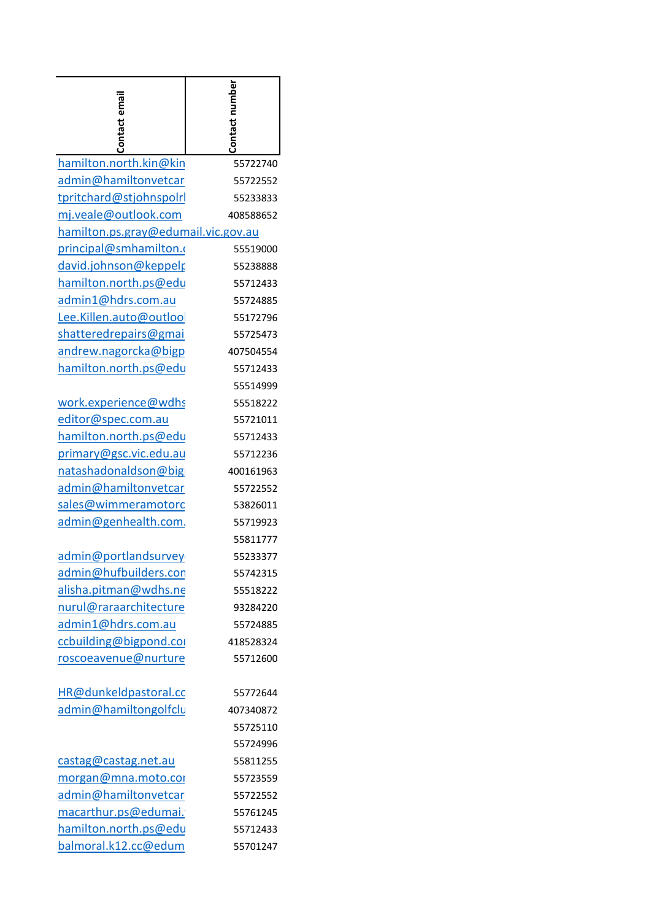| Contact email | Contact number |
|---|---|
| hamilton.north.kin@kin | 55722740 |
| admin@hamiltonvetcar | 55722552 |
| tpritchard@stjohnspolrl | 55233833 |
| mj.veale@outlook.com | 408588652 |
| hamilton.ps.gray@edumail.vic.gov.au | |
| principal@smhamilton.c | 55519000 |
| david.johnson@keppelp | 55238888 |
| hamilton.north.ps@edu | 55712433 |
| admin1@hdrs.com.au | 55724885 |
| Lee.Killen.auto@outlool | 55172796 |
| shatteredrepairs@gmai | 55725473 |
| andrew.nagorcka@bigp | 407504554 |
| hamilton.north.ps@edu | 55712433 |
| | 55514999 |
| work.experience@wdhs | 55518222 |
| editor@spec.com.au | 55721011 |
| hamilton.north.ps@edu | 55712433 |
| primary@gsc.vic.edu.au | 55712236 |
| natashadonaldson@big | 400161963 |
| admin@hamiltonvetcar | 55722552 |
| sales@wimmeramotorc | 53826011 |
| admin@genhealth.com. | 55719923 |
| | 55811777 |
| admin@portlandsurvey | 55233377 |
| admin@hufbuilders.con | 55742315 |
| alisha.pitman@wdhs.ne | 55518222 |
| nurul@raraarchitecture | 93284220 |
| admin1@hdrs.com.au | 55724885 |
| ccbuilding@bigpond.coı | 418528324 |
| roscoeavenue@nurture | 55712600 |
| | |
| HR@dunkeldpastoral.cc | 55772644 |
| admin@hamiltongolfclu | 407340872 |
| | 55725110 |
| | 55724996 |
| castag@castag.net.au | 55811255 |
| morgan@mna.moto.coı | 55723559 |
| admin@hamiltonvetcar | 55722552 |
| macarthur.ps@edumai. | 55761245 |
| hamilton.north.ps@edu | 55712433 |
| balmoral.k12.cc@edum | 55701247 |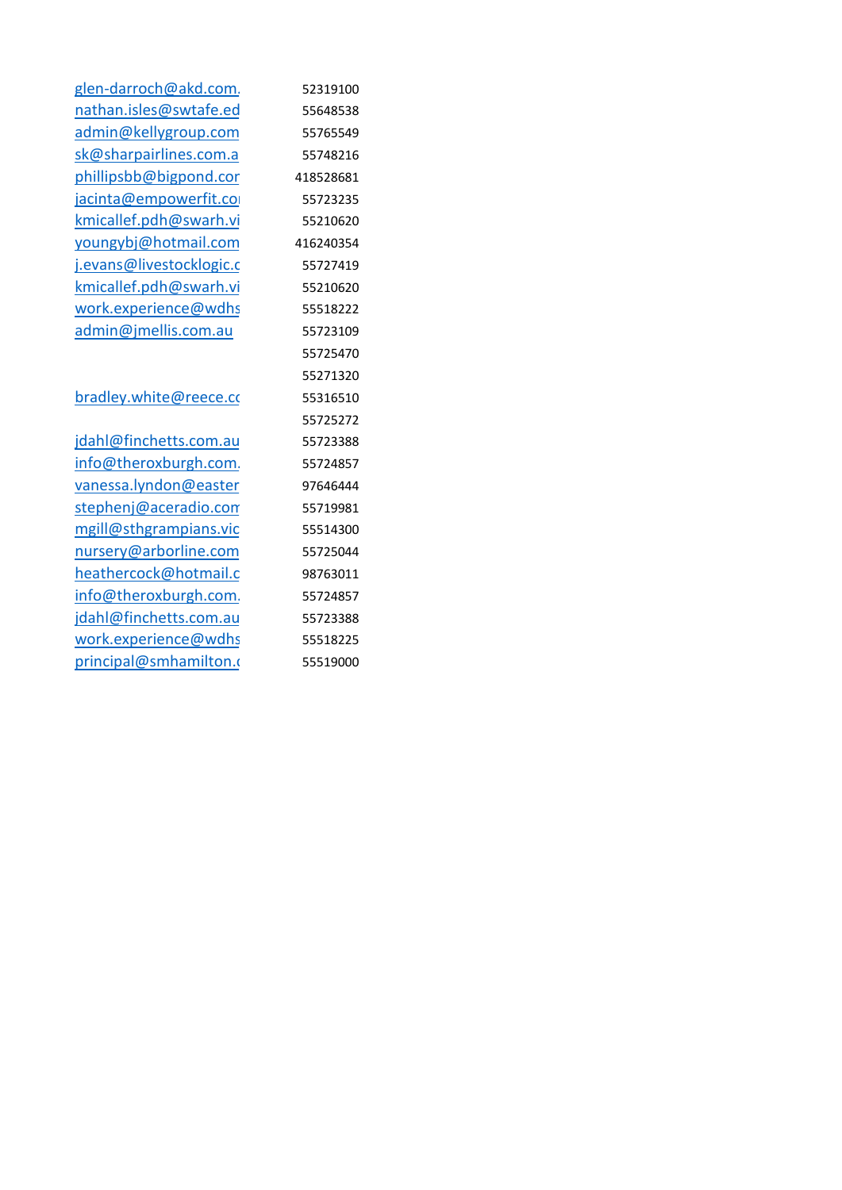| | |
|---|---|
| glen-darroch@akd.com. | 52319100 |
| nathan.isles@swtafe.ed | 55648538 |
| admin@kellygroup.com | 55765549 |
| sk@sharpairlines.com.a | 55748216 |
| phillipsbb@bigpond.cor | 418528681 |
| jacinta@empowerfit.co | 55723235 |
| kmicallef.pdh@swarh.vi | 55210620 |
| youngybj@hotmail.com | 416240354 |
| j.evans@livestocklogic.c | 55727419 |
| kmicallef.pdh@swarh.vi | 55210620 |
| work.experience@wdhs | 55518222 |
| admin@jmellis.com.au | 55723109 |
| | 55725470 |
| | 55271320 |
| bradley.white@reece.cc | 55316510 |
| | 55725272 |
| jdahl@finchetts.com.au | 55723388 |
| info@theroxburgh.com. | 55724857 |
| vanessa.lyndon@easter | 97646444 |
| stephenj@aceradio.com | 55719981 |
| mgill@sthgrampians.vic | 55514300 |
| nursery@arborline.com | 55725044 |
| heathercock@hotmail.c | 98763011 |
| info@theroxburgh.com. | 55724857 |
| jdahl@finchetts.com.au | 55723388 |
| work.experience@wdhs | 55518225 |
| principal@smhamilton.c | 55519000 |